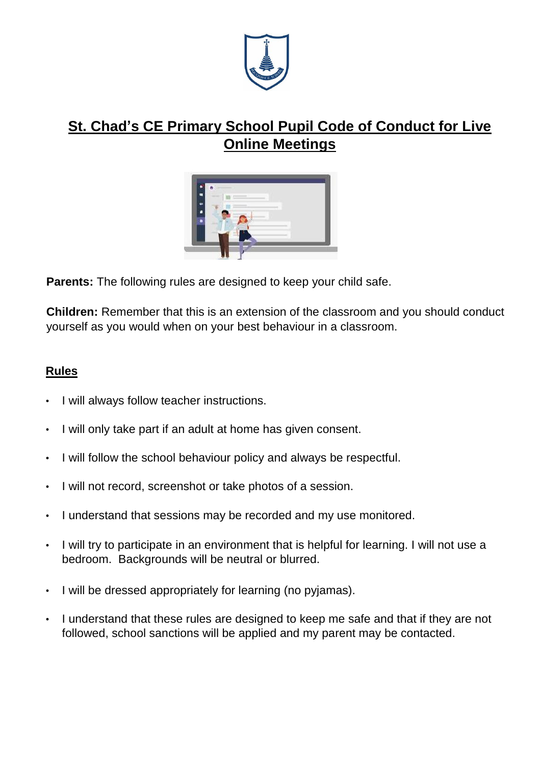# St. Chad's CE Primary School Pupil Code of Conduct for Live Online Meetings

**Parents:** The following rules are designed to keep your child safe.

**Children:** Remember that this is an extension of the classroom and you should conduct yourself as you would when on your best behaviour in a classroom.

## Rules

- I will always follow teacher instructions.
- I will only take part if an adult at home has given consent.
- I will follow the school behaviour policy and always be respectful.
- I will not record, screenshot or take photos of a session.
- I understand that sessions may be recorded and my use monitored.
- I will try to participate in an environment that is helpful for learning. I will not use a bedroom. Backgrounds will be neutral or blurred.
- I will be dressed appropriately for learning (no pyjamas).
- I understand that these rules are designed to keep me safe and that if they are not followed, school sanctions will be applied and my parent may be contacted.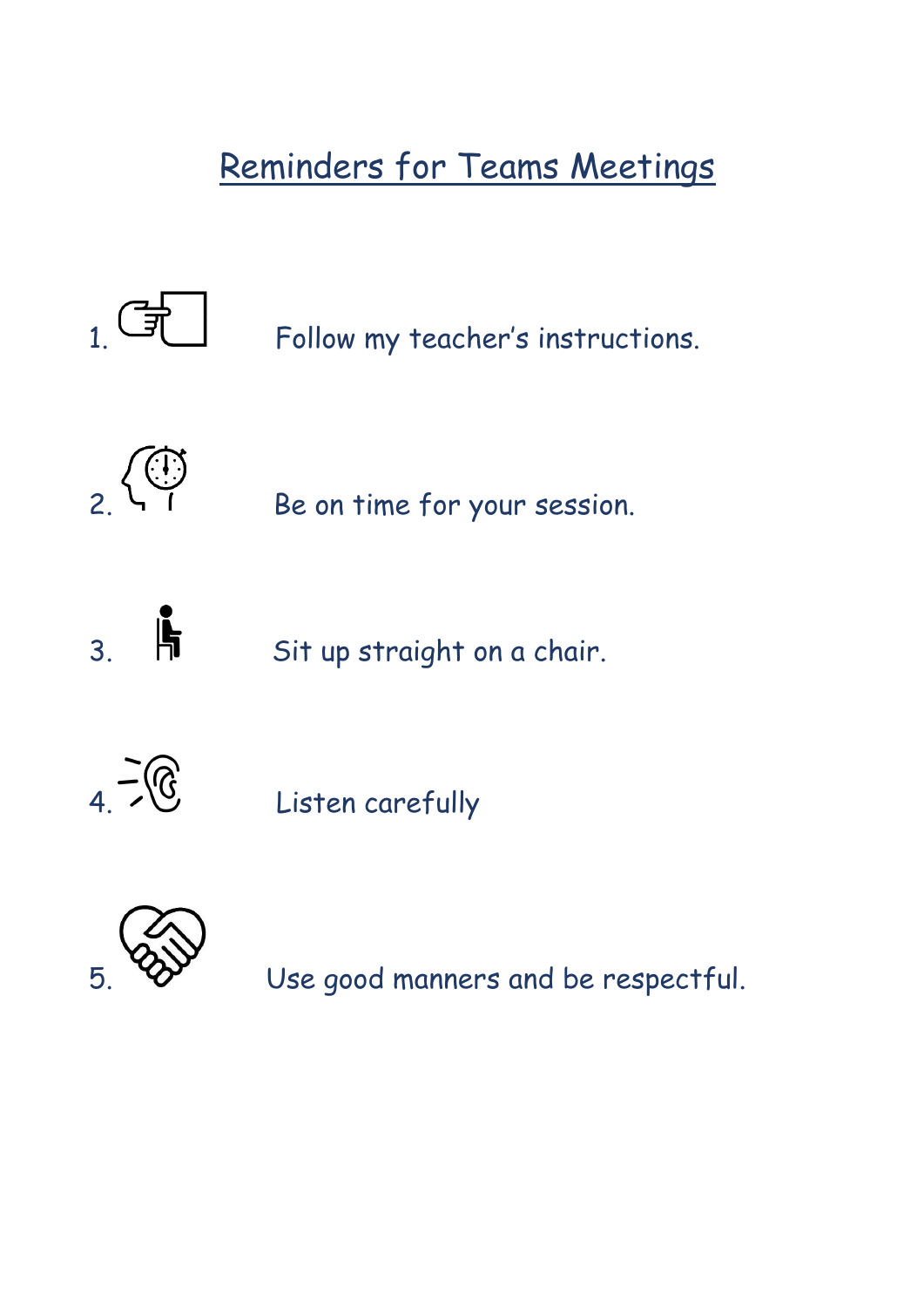# Reminders for Teams Meetings

1. Follow my teacher's instructions.

2. Be on time for your session.

3. Sit up straight on a chair.

4. Listen carefully

5. Use good manners and be respectful.